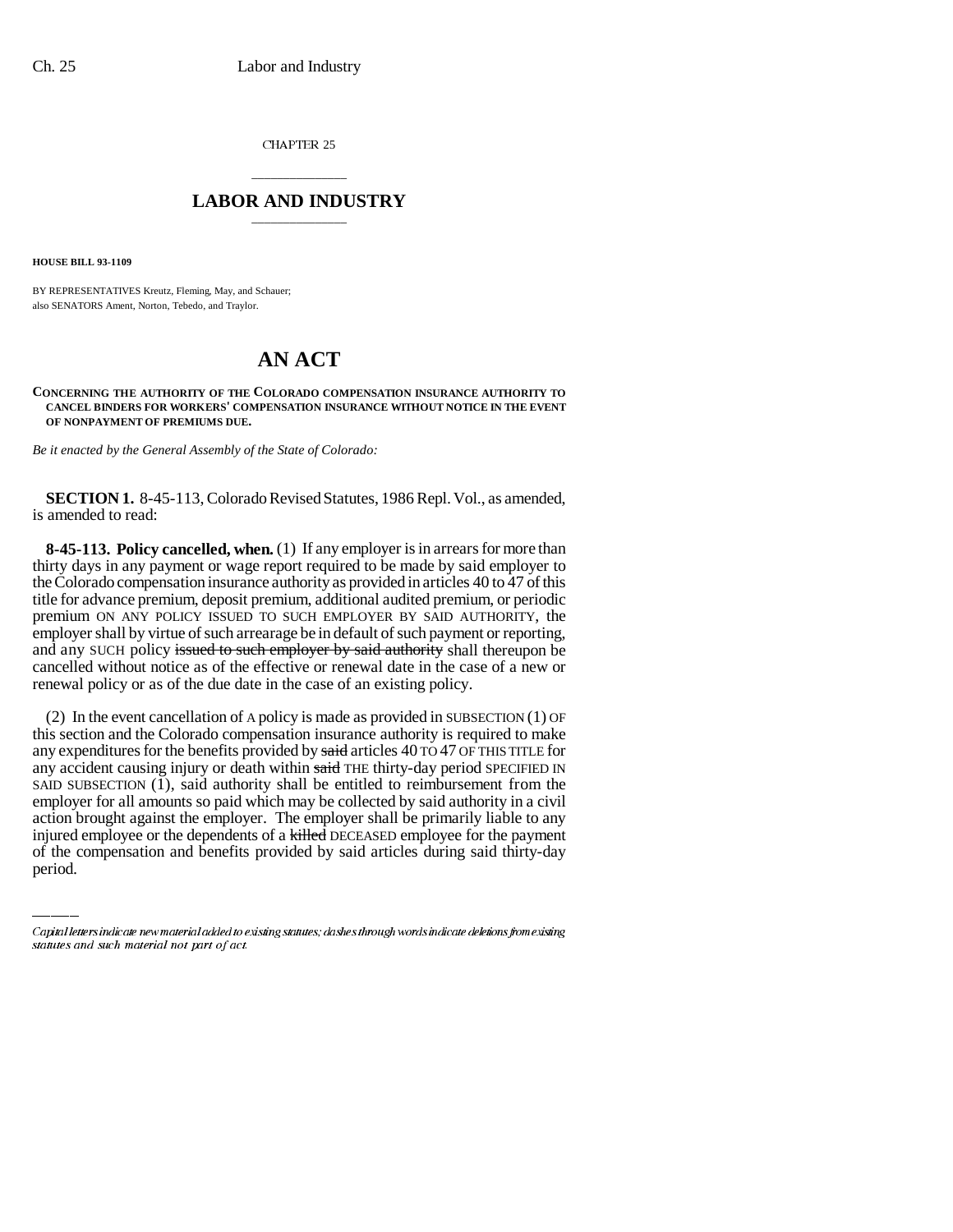CHAPTER 25

# LABOR AND INDUSTRY

**HOUSE BILL 93-1109**

BY REPRESENTATIVES Kreutz, Fleming, May, and Schauer;
also SENATORS Ament, Norton, Tebedo, and Traylor.

# AN ACT

**CONCERNING THE AUTHORITY OF THE COLORADO COMPENSATION INSURANCE AUTHORITY TO CANCEL BINDERS FOR WORKERS' COMPENSATION INSURANCE WITHOUT NOTICE IN THE EVENT OF NONPAYMENT OF PREMIUMS DUE.**

*Be it enacted by the General Assembly of the State of Colorado:*

**SECTION 1.** 8-45-113, Colorado Revised Statutes, 1986 Repl. Vol., as amended, is amended to read:

**8-45-113. Policy cancelled, when.** (1) If any employer is in arrears for more than thirty days in any payment or wage report required to be made by said employer to the Colorado compensation insurance authority as provided in articles 40 to 47 of this title for advance premium, deposit premium, additional audited premium, or periodic premium ON ANY POLICY ISSUED TO SUCH EMPLOYER BY SAID AUTHORITY, the employer shall by virtue of such arrearage be in default of such payment or reporting, and any SUCH policy ~~issued to such employer by said authority~~ shall thereupon be cancelled without notice as of the effective or renewal date in the case of a new or renewal policy or as of the due date in the case of an existing policy.

(2) In the event cancellation of A policy is made as provided in SUBSECTION (1) OF this section and the Colorado compensation insurance authority is required to make any expenditures for the benefits provided by ~~said~~ articles 40 TO 47 OF THIS TITLE for any accident causing injury or death within ~~said~~ THE thirty-day period SPECIFIED IN SAID SUBSECTION (1), said authority shall be entitled to reimbursement from the employer for all amounts so paid which may be collected by said authority in a civil action brought against the employer. The employer shall be primarily liable to any injured employee or the dependents of a ~~killed~~ DECEASED employee for the payment of the compensation and benefits provided by said articles during said thirty-day period.

---

*Capital letters indicate new material added to existing statutes; dashes through words indicate deletions from existing statutes and such material not part of act.*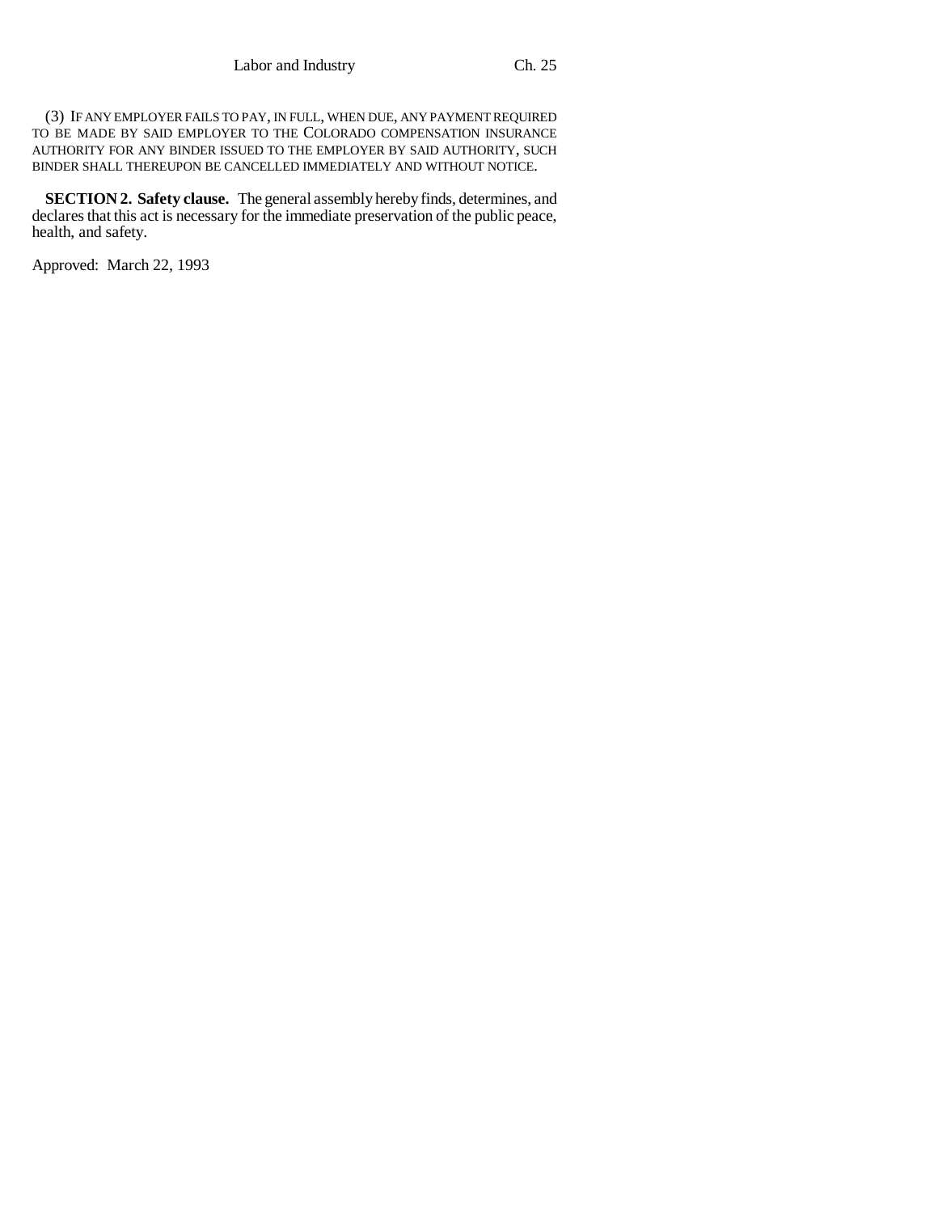(3) IF ANY EMPLOYER FAILS TO PAY, IN FULL, WHEN DUE, ANY PAYMENT REQUIRED TO BE MADE BY SAID EMPLOYER TO THE COLORADO COMPENSATION INSURANCE AUTHORITY FOR ANY BINDER ISSUED TO THE EMPLOYER BY SAID AUTHORITY, SUCH BINDER SHALL THEREUPON BE CANCELLED IMMEDIATELY AND WITHOUT NOTICE.

**SECTION 2. Safety clause.** The general assembly hereby finds, determines, and declares that this act is necessary for the immediate preservation of the public peace, health, and safety.

Approved: March 22, 1993